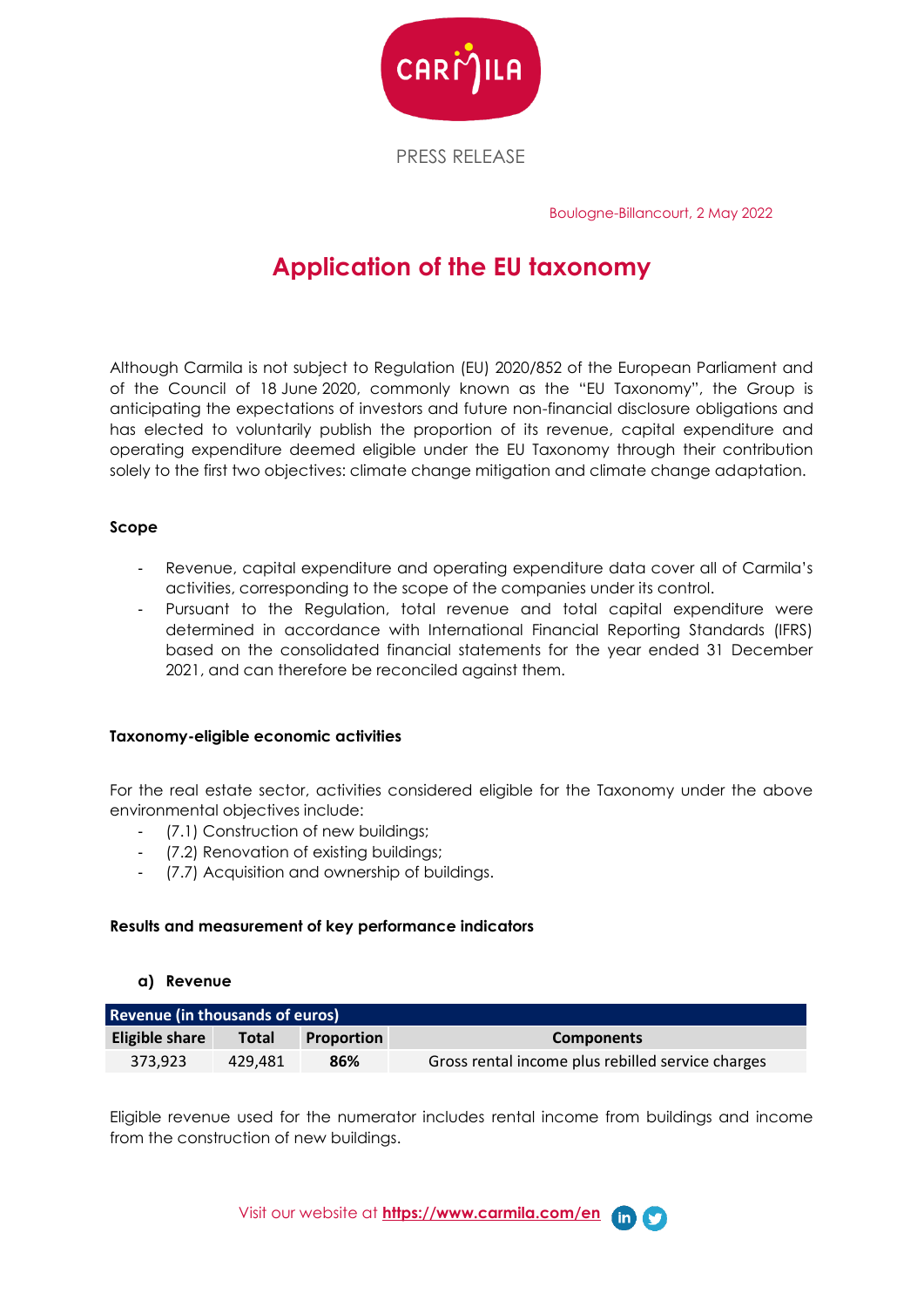PRESS RELEASE

Boulogne-Billancourt, 2 May 2022

# Application of the EU taxonomy

Although Carmila is not subject to Regulation (EU) 2020/852 of the European Parliament and of the Council of 18 June 2020, commonly known as the "EU Taxonomy", the Group is anticipating the expectations of investors and future non-financial disclosure obligations and has elected to voluntarily publish the proportion of its revenue, capital expenditure and operating expenditure deemed eligible under the EU Taxonomy through their contribution solely to the first two objectives: climate change mitigation and climate change adaptation.

### Scope

- Revenue, capital expenditure and operating expenditure data cover all of Carmila's activities, corresponding to the scope of the companies under its control.
- Pursuant to the Regulation, total revenue and total capital expenditure were determined in accordance with International Financial Reporting Standards (IFRS) based on the consolidated financial statements for the year ended 31 December 2021, and can therefore be reconciled against them.

### Taxonomy-eligible economic activities

For the real estate sector, activities considered eligible for the Taxonomy under the above environmental objectives include:

- (7.1) Construction of new buildings;
- (7.2) Renovation of existing buildings;
- (7.7) Acquisition and ownership of buildings.

### Results and measurement of key performance indicators

**a) Revenue**

| Revenue (in thousands of euros) | | | |
|---|---|---|---|
| **Eligible share** | **Total** | **Proportion** | **Components** |
| 373,923 | 429,481 | **86%** | Gross rental income plus rebilled service charges |

Eligible revenue used for the numerator includes rental income from buildings and income from the construction of new buildings.

Visit our website at **https://www.carmila.com/en**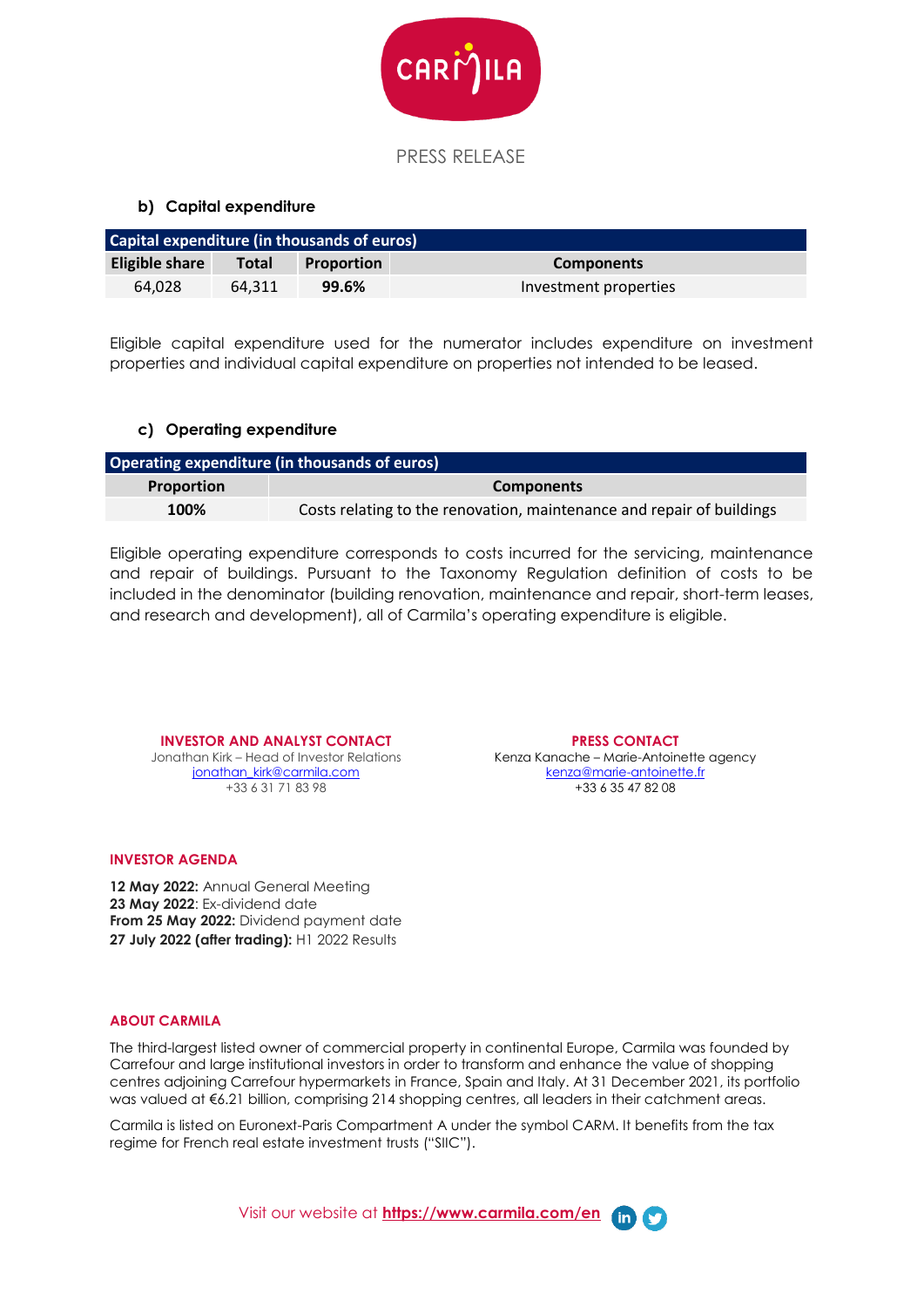PRESS RELEASE

### b) Capital expenditure

| Capital expenditure (in thousands of euros) | | | |
|---|---|---|---|
| **Eligible share** | **Total** | **Proportion** | **Components** |
| 64,028 | 64,311 | **99.6%** | Investment properties |

Eligible capital expenditure used for the numerator includes expenditure on investment properties and individual capital expenditure on properties not intended to be leased.

### c) Operating expenditure

| Operating expenditure (in thousands of euros) | |
|---|---|
| **Proportion** | **Components** |
| **100%** | Costs relating to the renovation, maintenance and repair of buildings |

Eligible operating expenditure corresponds to costs incurred for the servicing, maintenance and repair of buildings. Pursuant to the Taxonomy Regulation definition of costs to be included in the denominator (building renovation, maintenance and repair, short-term leases, and research and development), all of Carmila's operating expenditure is eligible.

**INVESTOR AND ANALYST CONTACT**
Jonathan Kirk – Head of Investor Relations
jonathan_kirk@carmila.com
+33 6 31 71 83 98

**PRESS CONTACT**
Kenza Kanache – Marie-Antoinette agency
kenza@marie-antoinette.fr
+33 6 35 47 82 08

**INVESTOR AGENDA**

**12 May 2022:** Annual General Meeting
**23 May 2022**: Ex-dividend date
**From 25 May 2022:** Dividend payment date
**27 July 2022 (after trading):** H1 2022 Results

**ABOUT CARMILA**

The third-largest listed owner of commercial property in continental Europe, Carmila was founded by Carrefour and large institutional investors in order to transform and enhance the value of shopping centres adjoining Carrefour hypermarkets in France, Spain and Italy. At 31 December 2021, its portfolio was valued at €6.21 billion, comprising 214 shopping centres, all leaders in their catchment areas.

Carmila is listed on Euronext-Paris Compartment A under the symbol CARM. It benefits from the tax regime for French real estate investment trusts ("SIIC").

Visit our website at **https://www.carmila.com/en**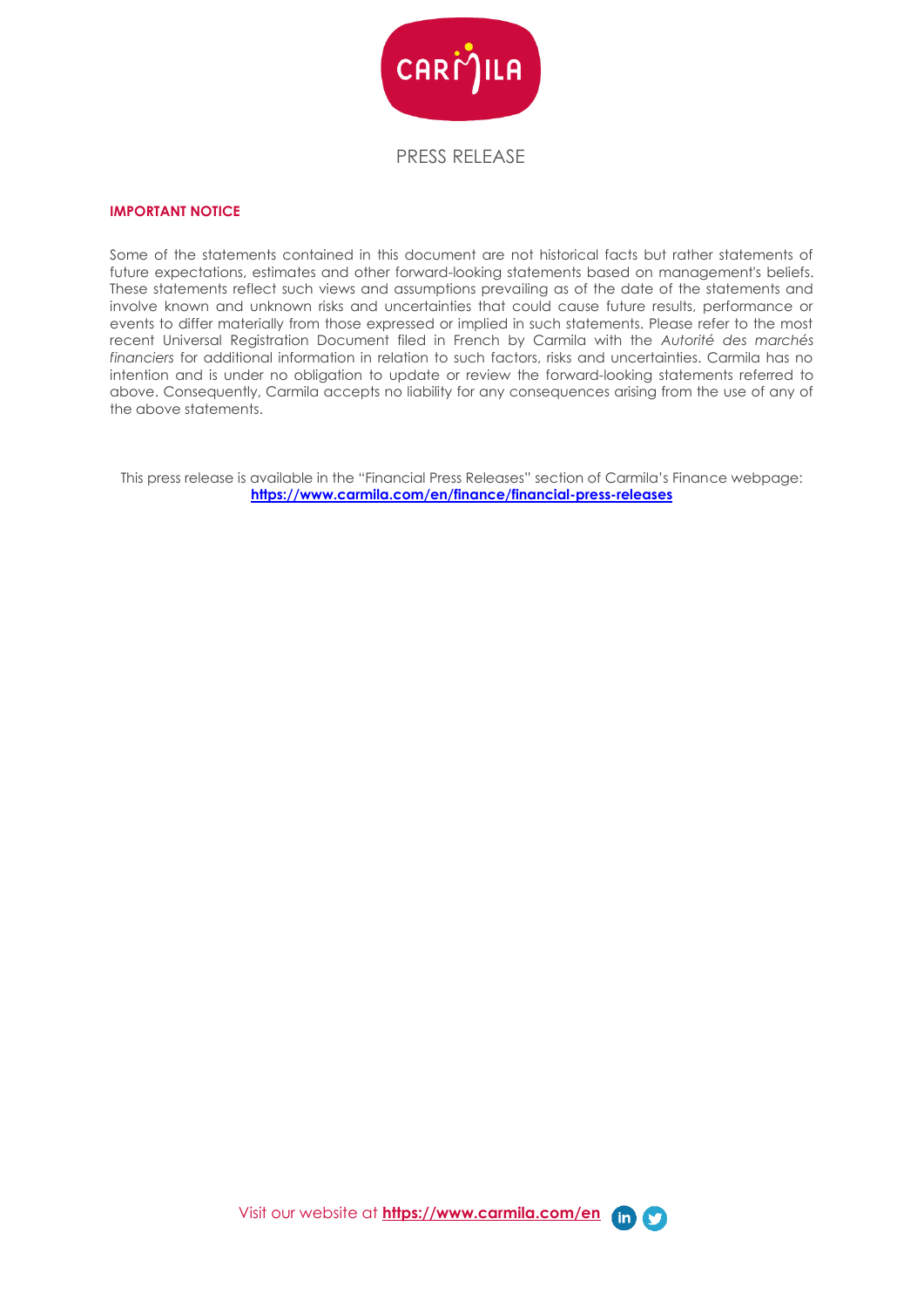PRESS RELEASE

**IMPORTANT NOTICE**

Some of the statements contained in this document are not historical facts but rather statements of future expectations, estimates and other forward-looking statements based on management's beliefs. These statements reflect such views and assumptions prevailing as of the date of the statements and involve known and unknown risks and uncertainties that could cause future results, performance or events to differ materially from those expressed or implied in such statements. Please refer to the most recent Universal Registration Document filed in French by Carmila with the *Autorité des marchés financiers* for additional information in relation to such factors, risks and uncertainties. Carmila has no intention and is under no obligation to update or review the forward-looking statements referred to above. Consequently, Carmila accepts no liability for any consequences arising from the use of any of the above statements.

This press release is available in the "Financial Press Releases" section of Carmila's Finance webpage: **https://www.carmila.com/en/finance/financial-press-releases**

Visit our website at **https://www.carmila.com/en**